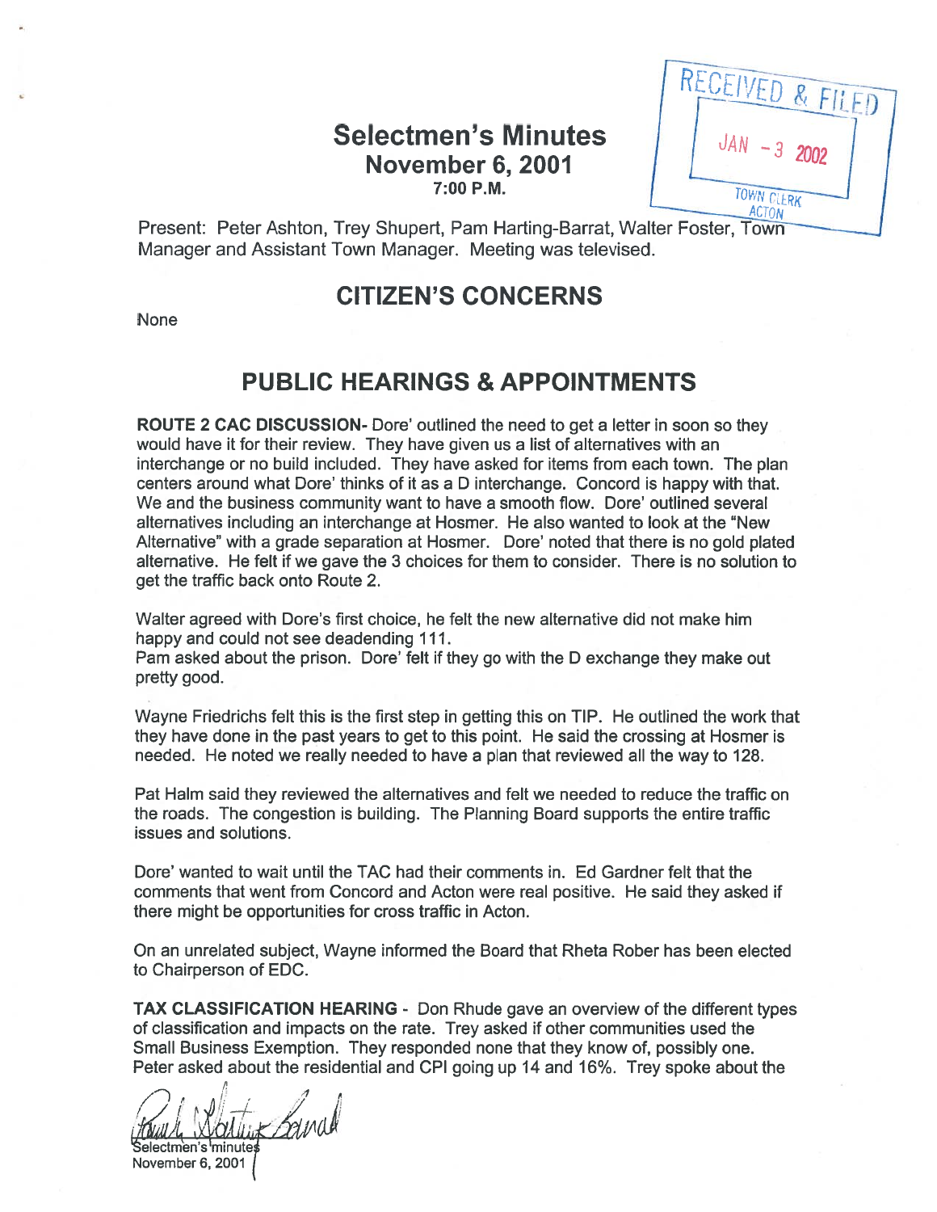# Selectmen's Minutes
## November 6, 2001
### 7:00 P.M.

RECEIVED & FILED
JAN - 3 2002
TOWN CLERK
ACTON

Present: Peter Ashton, Trey Shupert, Pam Harting-Barrat, Walter Foster, Town Manager and Assistant Town Manager. Meeting was televised.

## CITIZEN'S CONCERNS

None

## PUBLIC HEARINGS & APPOINTMENTS

**ROUTE 2 CAC DISCUSSION-** Dore' outlined the need to get a letter in soon so they would have it for their review. They have given us a list of alternatives with an interchange or no build included. They have asked for items from each town. The plan centers around what Dore' thinks of it as a D interchange. Concord is happy with that. We and the business community want to have a smooth flow. Dore' outlined several alternatives including an interchange at Hosmer. He also wanted to look at the "New Alternative" with a grade separation at Hosmer. Dore' noted that there is no gold plated alternative. He felt if we gave the 3 choices for them to consider. There is no solution to get the traffic back onto Route 2.

Walter agreed with Dore's first choice, he felt the new alternative did not make him happy and could not see deadending 111.
Pam asked about the prison. Dore' felt if they go with the D exchange they make out pretty good.

Wayne Friedrichs felt this is the first step in getting this on TIP. He outlined the work that they have done in the past years to get to this point. He said the crossing at Hosmer is needed. He noted we really needed to have a plan that reviewed all the way to 128.

Pat Halm said they reviewed the alternatives and felt we needed to reduce the traffic on the roads. The congestion is building. The Planning Board supports the entire traffic issues and solutions.

Dore' wanted to wait until the TAC had their comments in. Ed Gardner felt that the comments that went from Concord and Acton were real positive. He said they asked if there might be opportunities for cross traffic in Acton.

On an unrelated subject, Wayne informed the Board that Rheta Rober has been elected to Chairperson of EDC.

**TAX CLASSIFICATION HEARING** - Don Rhude gave an overview of the different types of classification and impacts on the rate. Trey asked if other communities used the Small Business Exemption. They responded none that they know of, possibly one. Peter asked about the residential and CPI going up 14 and 16%. Trey spoke about the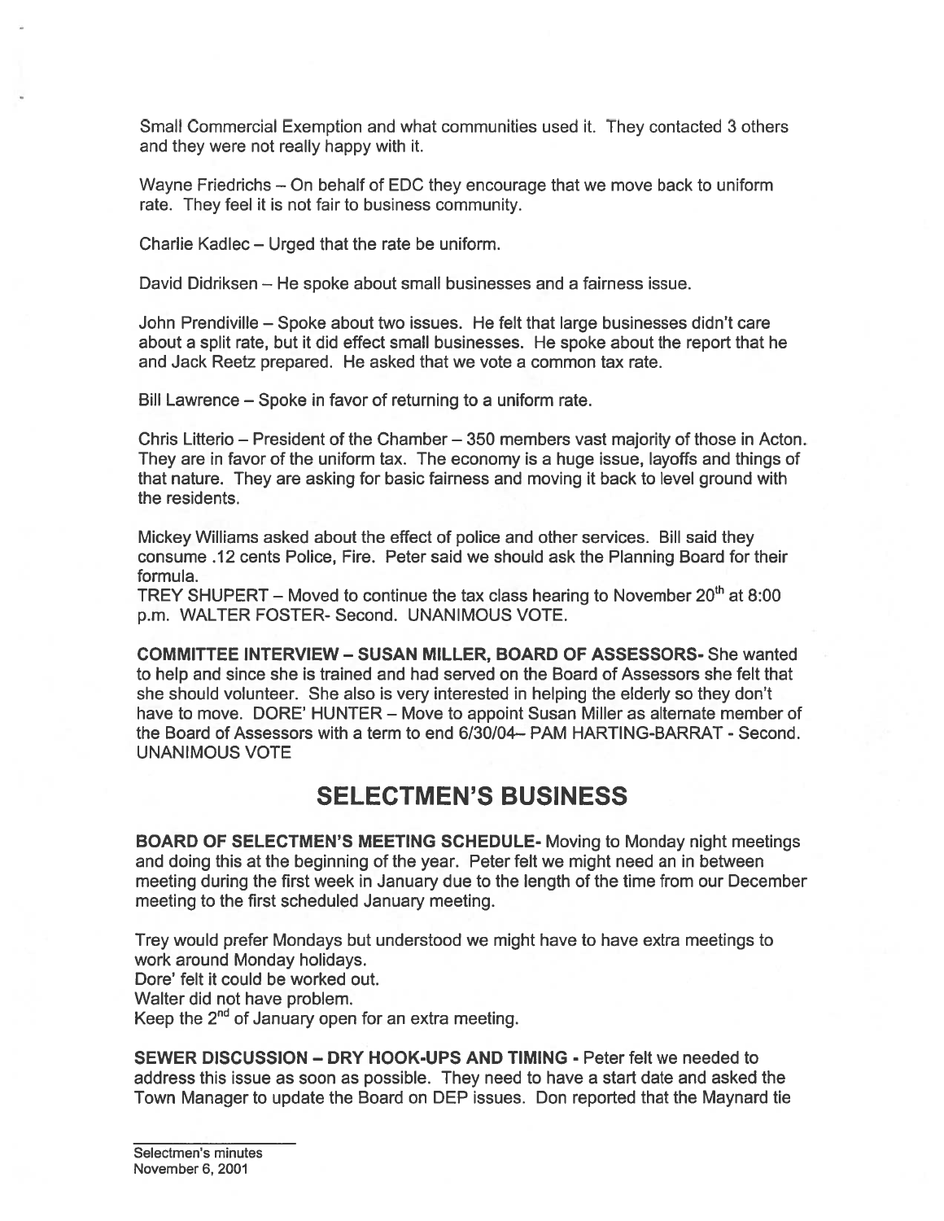Small Commercial Exemption and what communities used it. They contacted 3 others and they were not really happy with it.

Wayne Friedrichs – On behalf of EDC they encourage that we move back to uniform rate. They feel it is not fair to business community.

Charlie Kadlec – Urged that the rate be uniform.

David Didriksen – He spoke about small businesses and a fairness issue.

John Prendiville – Spoke about two issues. He felt that large businesses didn't care about a split rate, but it did effect small businesses. He spoke about the report that he and Jack Reetz prepared. He asked that we vote a common tax rate.

Bill Lawrence – Spoke in favor of returning to a uniform rate.

Chris Litterio – President of the Chamber – 350 members vast majority of those in Acton. They are in favor of the uniform tax. The economy is a huge issue, layoffs and things of that nature. They are asking for basic fairness and moving it back to level ground with the residents.

Mickey Williams asked about the effect of police and other services. Bill said they consume .12 cents Police, Fire. Peter said we should ask the Planning Board for their formula.

TREY SHUPERT – Moved to continue the tax class hearing to November 20th at 8:00 p.m. WALTER FOSTER- Second. UNANIMOUS VOTE.

**COMMITTEE INTERVIEW – SUSAN MILLER, BOARD OF ASSESSORS-** She wanted to help and since she is trained and had served on the Board of Assessors she felt that she should volunteer. She also is very interested in helping the elderly so they don't have to move. DORE' HUNTER – Move to appoint Susan Miller as alternate member of the Board of Assessors with a term to end 6/30/04– PAM HARTING-BARRAT - Second. UNANIMOUS VOTE

# SELECTMEN'S BUSINESS

**BOARD OF SELECTMEN'S MEETING SCHEDULE-** Moving to Monday night meetings and doing this at the beginning of the year. Peter felt we might need an in between meeting during the first week in January due to the length of the time from our December meeting to the first scheduled January meeting.

Trey would prefer Mondays but understood we might have to have extra meetings to work around Monday holidays.
Dore' felt it could be worked out.
Walter did not have problem.
Keep the 2nd of January open for an extra meeting.

**SEWER DISCUSSION – DRY HOOK-UPS AND TIMING -** Peter felt we needed to address this issue as soon as possible. They need to have a start date and asked the Town Manager to update the Board on DEP issues. Don reported that the Maynard tie

Selectmen's minutes
November 6, 2001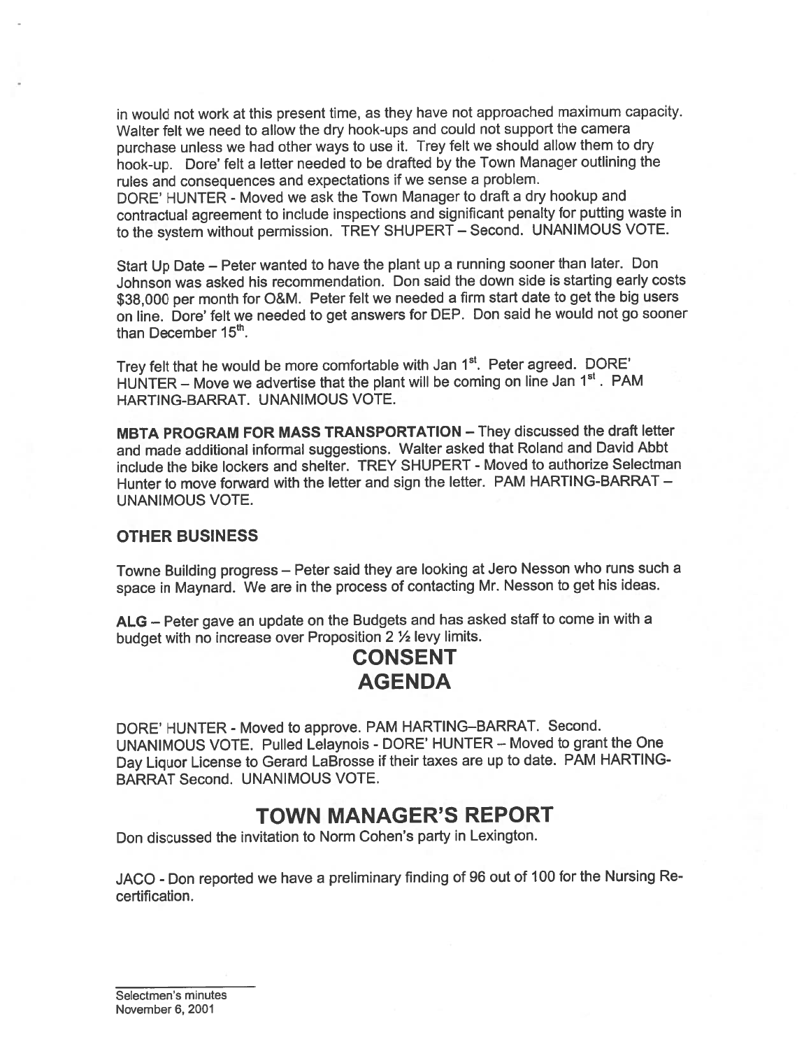in would not work at this present time, as they have not approached maximum capacity. Walter felt we need to allow the dry hook-ups and could not support the camera purchase unless we had other ways to use it. Trey felt we should allow them to dry hook-up. Dore' felt a letter needed to be drafted by the Town Manager outlining the rules and consequences and expectations if we sense a problem.
DORE' HUNTER - Moved we ask the Town Manager to draft a dry hookup and contractual agreement to include inspections and significant penalty for putting waste in to the system without permission. TREY SHUPERT – Second. UNANIMOUS VOTE.

Start Up Date – Peter wanted to have the plant up a running sooner than later. Don Johnson was asked his recommendation. Don said the down side is starting early costs $38,000 per month for O&M. Peter felt we needed a firm start date to get the big users on line. Dore' felt we needed to get answers for DEP. Don said he would not go sooner than December 15th.

Trey felt that he would be more comfortable with Jan 1st. Peter agreed. DORE' HUNTER – Move we advertise that the plant will be coming on line Jan 1st. PAM HARTING-BARRAT. UNANIMOUS VOTE.

**MBTA PROGRAM FOR MASS TRANSPORTATION** – They discussed the draft letter and made additional informal suggestions. Walter asked that Roland and David Abbt include the bike lockers and shelter. TREY SHUPERT - Moved to authorize Selectman Hunter to move forward with the letter and sign the letter. PAM HARTING-BARRAT – UNANIMOUS VOTE.

## OTHER BUSINESS

Towne Building progress – Peter said they are looking at Jero Nesson who runs such a space in Maynard. We are in the process of contacting Mr. Nesson to get his ideas.

**ALG** – Peter gave an update on the Budgets and has asked staff to come in with a budget with no increase over Proposition 2 ½ levy limits.

# CONSENT AGENDA

DORE' HUNTER - Moved to approve. PAM HARTING–BARRAT. Second. UNANIMOUS VOTE. Pulled Lelaynois - DORE' HUNTER – Moved to grant the One Day Liquor License to Gerard LaBrosse if their taxes are up to date. PAM HARTING-BARRAT Second. UNANIMOUS VOTE.

# TOWN MANAGER'S REPORT

Don discussed the invitation to Norm Cohen's party in Lexington.

JACO - Don reported we have a preliminary finding of 96 out of 100 for the Nursing Re-certification.

Selectmen's minutes
November 6, 2001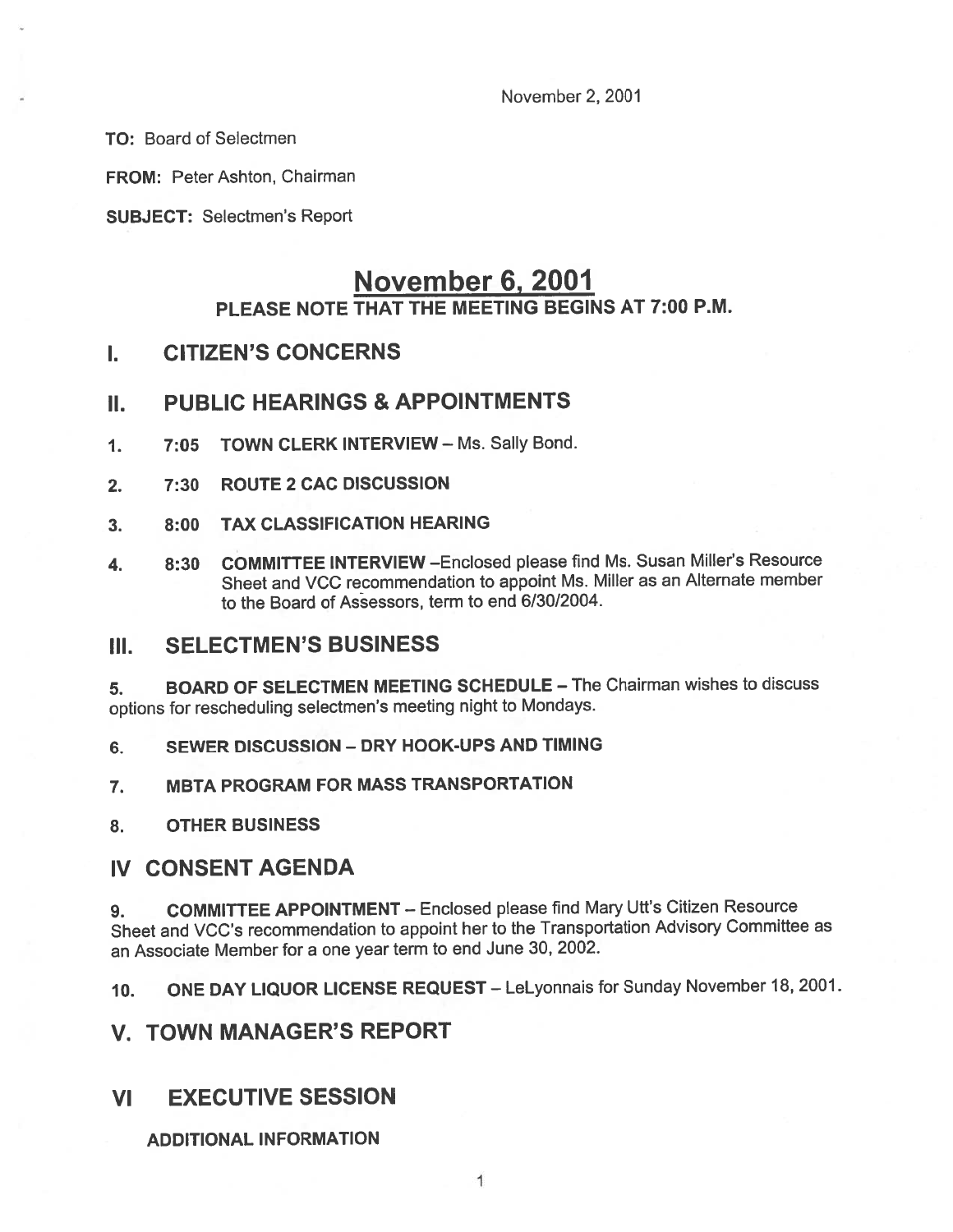November 2, 2001

**TO:** Board of Selectmen

**FROM:** Peter Ashton, Chairman

**SUBJECT:** Selectmen's Report

# November 6, 2001

**PLEASE NOTE THAT THE MEETING BEGINS AT 7:00 P.M.**

## I. CITIZEN'S CONCERNS

## II. PUBLIC HEARINGS & APPOINTMENTS

1. **7:05 TOWN CLERK INTERVIEW** – Ms. Sally Bond.

2. **7:30 ROUTE 2 CAC DISCUSSION**

3. **8:00 TAX CLASSIFICATION HEARING**

4. **8:30 COMMITTEE INTERVIEW** –Enclosed please find Ms. Susan Miller's Resource Sheet and VCC recommendation to appoint Ms. Miller as an Alternate member to the Board of Assessors, term to end 6/30/2004.

## III. SELECTMEN'S BUSINESS

5. **BOARD OF SELECTMEN MEETING SCHEDULE** – The Chairman wishes to discuss options for rescheduling selectmen's meeting night to Mondays.

6. **SEWER DISCUSSION – DRY HOOK-UPS AND TIMING**

7. **MBTA PROGRAM FOR MASS TRANSPORTATION**

8. **OTHER BUSINESS**

## IV CONSENT AGENDA

9. **COMMITTEE APPOINTMENT** – Enclosed please find Mary Utt's Citizen Resource Sheet and VCC's recommendation to appoint her to the Transportation Advisory Committee as an Associate Member for a one year term to end June 30, 2002.

10. **ONE DAY LIQUOR LICENSE REQUEST** – LeLyonnais for Sunday November 18, 2001.

## V. TOWN MANAGER'S REPORT

## VI EXECUTIVE SESSION

**ADDITIONAL INFORMATION**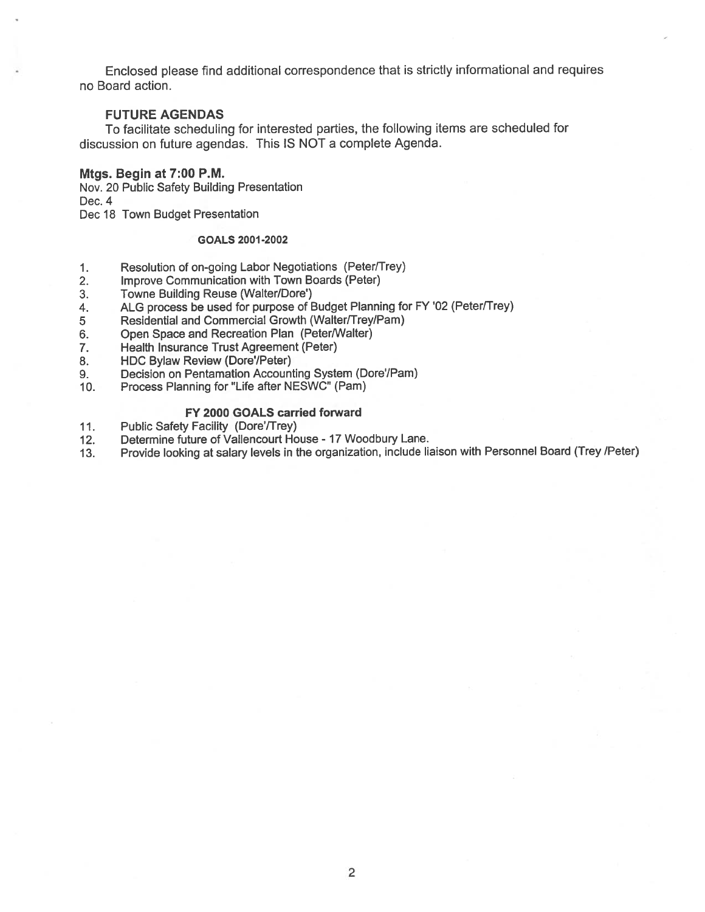Enclosed please find additional correspondence that is strictly informational and requires no Board action.

### FUTURE AGENDAS

To facilitate scheduling for interested parties, the following items are scheduled for discussion on future agendas. This IS NOT a complete Agenda.

**Mtgs. Begin at 7:00 P.M.**

Nov. 20 Public Safety Building Presentation
Dec. 4
Dec 18 Town Budget Presentation

#### GOALS 2001-2002

1. Resolution of on-going Labor Negotiations (Peter/Trey)
2. Improve Communication with Town Boards (Peter)
3. Towne Building Reuse (Walter/Dore')
4. ALG process be used for purpose of Budget Planning for FY '02 (Peter/Trey)
5. Residential and Commercial Growth (Walter/Trey/Pam)
6. Open Space and Recreation Plan (Peter/Walter)
7. Health Insurance Trust Agreement (Peter)
8. HDC Bylaw Review (Dore'/Peter)
9. Decision on Pentamation Accounting System (Dore'/Pam)
10. Process Planning for "Life after NESWC" (Pam)

#### FY 2000 GOALS carried forward

11. Public Safety Facility (Dore'/Trey)
12. Determine future of Vallencourt House - 17 Woodbury Lane.
13. Provide looking at salary levels in the organization, include liaison with Personnel Board (Trey /Peter)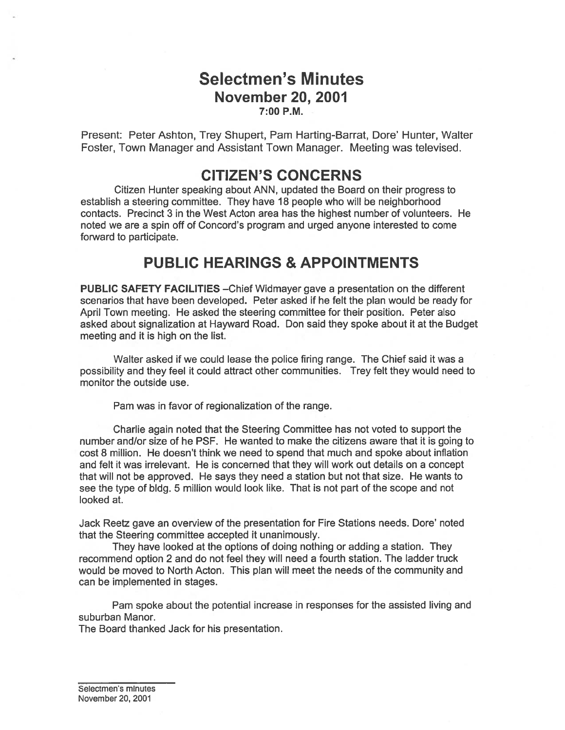# Selectmen's Minutes
## November 20, 2001
### 7:00 P.M.

Present: Peter Ashton, Trey Shupert, Pam Harting-Barrat, Dore' Hunter, Walter Foster, Town Manager and Assistant Town Manager. Meeting was televised.

## CITIZEN'S CONCERNS

Citizen Hunter speaking about ANN, updated the Board on their progress to establish a steering committee. They have 18 people who will be neighborhood contacts. Precinct 3 in the West Acton area has the highest number of volunteers. He noted we are a spin off of Concord's program and urged anyone interested to come forward to participate.

## PUBLIC HEARINGS & APPOINTMENTS

**PUBLIC SAFETY FACILITIES** –Chief Widmayer gave a presentation on the different scenarios that have been developed. Peter asked if he felt the plan would be ready for April Town meeting. He asked the steering committee for their position. Peter also asked about signalization at Hayward Road. Don said they spoke about it at the Budget meeting and it is high on the list.

Walter asked if we could lease the police firing range. The Chief said it was a possibility and they feel it could attract other communities. Trey felt they would need to monitor the outside use.

Pam was in favor of regionalization of the range.

Charlie again noted that the Steering Committee has not voted to support the number and/or size of he PSF. He wanted to make the citizens aware that it is going to cost 8 million. He doesn't think we need to spend that much and spoke about inflation and felt it was irrelevant. He is concerned that they will work out details on a concept that will not be approved. He says they need a station but not that size. He wants to see the type of bldg. 5 million would look like. That is not part of the scope and not looked at.

Jack Reetz gave an overview of the presentation for Fire Stations needs. Dore' noted that the Steering committee accepted it unanimously.

They have looked at the options of doing nothing or adding a station. They recommend option 2 and do not feel they will need a fourth station. The ladder truck would be moved to North Acton. This plan will meet the needs of the community and can be implemented in stages.

Pam spoke about the potential increase in responses for the assisted living and suburban Manor.

The Board thanked Jack for his presentation.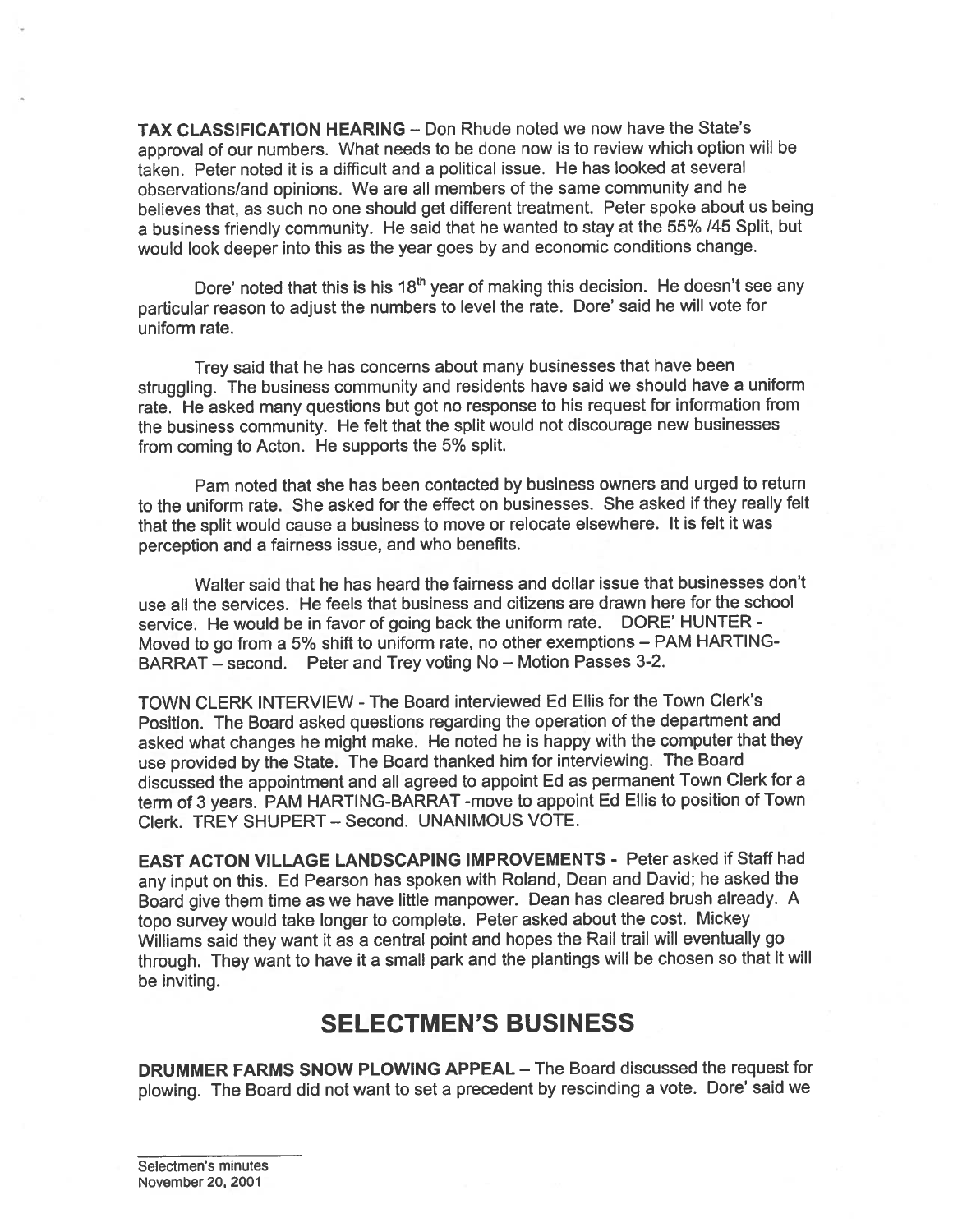**TAX CLASSIFICATION HEARING** – Don Rhude noted we now have the State's approval of our numbers. What needs to be done now is to review which option will be taken. Peter noted it is a difficult and a political issue. He has looked at several observations/and opinions. We are all members of the same community and he believes that, as such no one should get different treatment. Peter spoke about us being a business friendly community. He said that he wanted to stay at the 55% /45 Split, but would look deeper into this as the year goes by and economic conditions change.

Dore' noted that this is his 18th year of making this decision. He doesn't see any particular reason to adjust the numbers to level the rate. Dore' said he will vote for uniform rate.

Trey said that he has concerns about many businesses that have been struggling. The business community and residents have said we should have a uniform rate. He asked many questions but got no response to his request for information from the business community. He felt that the split would not discourage new businesses from coming to Acton. He supports the 5% split.

Pam noted that she has been contacted by business owners and urged to return to the uniform rate. She asked for the effect on businesses. She asked if they really felt that the split would cause a business to move or relocate elsewhere. It is felt it was perception and a fairness issue, and who benefits.

Walter said that he has heard the fairness and dollar issue that businesses don't use all the services. He feels that business and citizens are drawn here for the school service. He would be in favor of going back the uniform rate. DORE' HUNTER - Moved to go from a 5% shift to uniform rate, no other exemptions – PAM HARTING-BARRAT – second. Peter and Trey voting No – Motion Passes 3-2.

TOWN CLERK INTERVIEW - The Board interviewed Ed Ellis for the Town Clerk's Position. The Board asked questions regarding the operation of the department and asked what changes he might make. He noted he is happy with the computer that they use provided by the State. The Board thanked him for interviewing. The Board discussed the appointment and all agreed to appoint Ed as permanent Town Clerk for a term of 3 years. PAM HARTING-BARRAT -move to appoint Ed Ellis to position of Town Clerk. TREY SHUPERT – Second. UNANIMOUS VOTE.

**EAST ACTON VILLAGE LANDSCAPING IMPROVEMENTS** - Peter asked if Staff had any input on this. Ed Pearson has spoken with Roland, Dean and David; he asked the Board give them time as we have little manpower. Dean has cleared brush already. A topo survey would take longer to complete. Peter asked about the cost. Mickey Williams said they want it as a central point and hopes the Rail trail will eventually go through. They want to have it a small park and the plantings will be chosen so that it will be inviting.

## SELECTMEN'S BUSINESS

**DRUMMER FARMS SNOW PLOWING APPEAL** – The Board discussed the request for plowing. The Board did not want to set a precedent by rescinding a vote. Dore' said we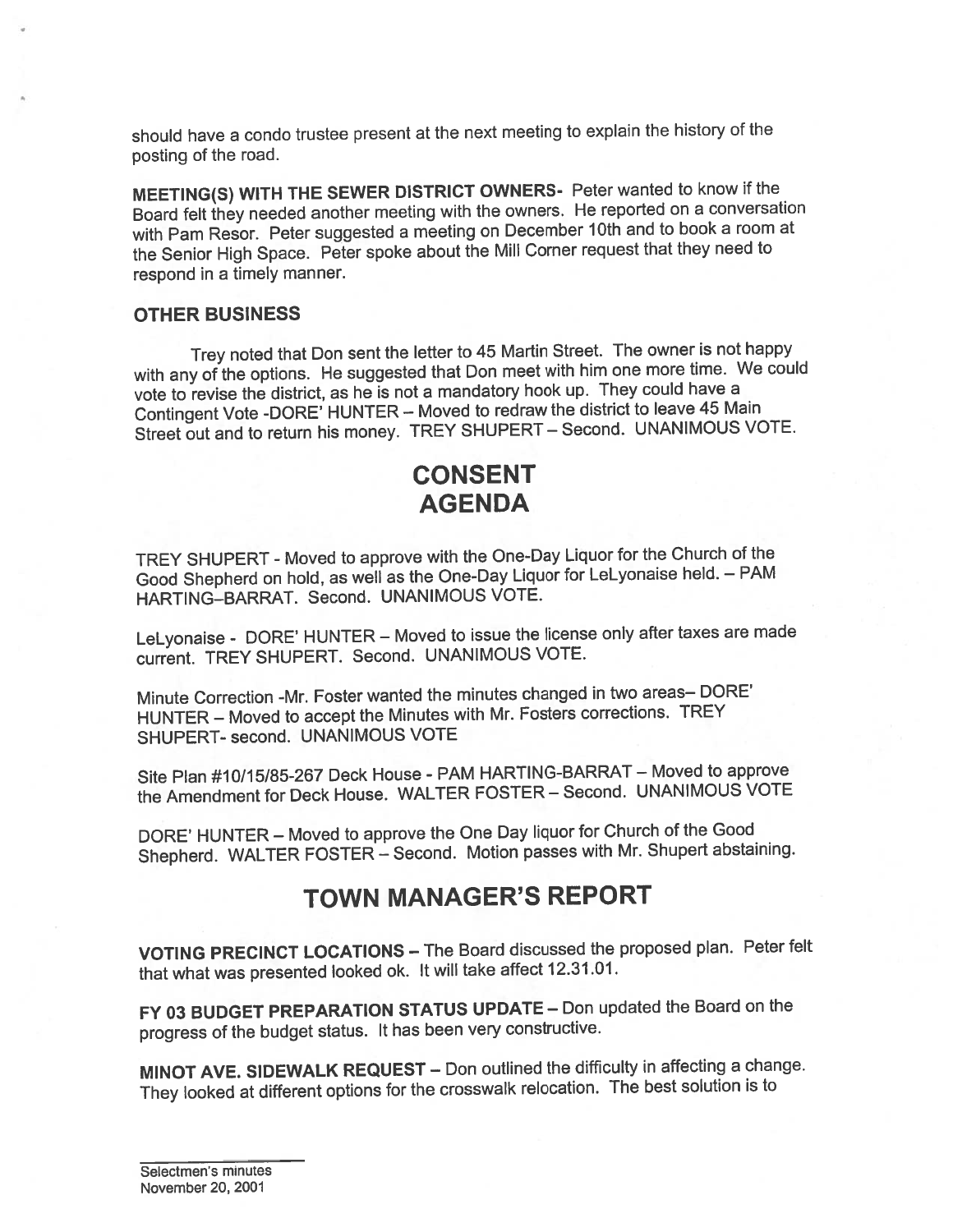should have a condo trustee present at the next meeting to explain the history of the posting of the road.

**MEETING(S) WITH THE SEWER DISTRICT OWNERS-** Peter wanted to know if the Board felt they needed another meeting with the owners. He reported on a conversation with Pam Resor. Peter suggested a meeting on December 10th and to book a room at the Senior High Space. Peter spoke about the Mill Corner request that they need to respond in a timely manner.

### OTHER BUSINESS

Trey noted that Don sent the letter to 45 Martin Street. The owner is not happy with any of the options. He suggested that Don meet with him one more time. We could vote to revise the district, as he is not a mandatory hook up. They could have a Contingent Vote -DORE' HUNTER – Moved to redraw the district to leave 45 Main Street out and to return his money. TREY SHUPERT – Second. UNANIMOUS VOTE.

## CONSENT AGENDA

TREY SHUPERT - Moved to approve with the One-Day Liquor for the Church of the Good Shepherd on hold, as well as the One-Day Liquor for LeLyonaise held. – PAM HARTING–BARRAT. Second. UNANIMOUS VOTE.

LeLyonaise - DORE' HUNTER – Moved to issue the license only after taxes are made current. TREY SHUPERT. Second. UNANIMOUS VOTE.

Minute Correction -Mr. Foster wanted the minutes changed in two areas– DORE' HUNTER – Moved to accept the Minutes with Mr. Fosters corrections. TREY SHUPERT- second. UNANIMOUS VOTE

Site Plan #10/15/85-267 Deck House - PAM HARTING-BARRAT – Moved to approve the Amendment for Deck House. WALTER FOSTER – Second. UNANIMOUS VOTE

DORE' HUNTER – Moved to approve the One Day liquor for Church of the Good Shepherd. WALTER FOSTER – Second. Motion passes with Mr. Shupert abstaining.

## TOWN MANAGER'S REPORT

**VOTING PRECINCT LOCATIONS** – The Board discussed the proposed plan. Peter felt that what was presented looked ok. It will take affect 12.31.01.

**FY 03 BUDGET PREPARATION STATUS UPDATE** – Don updated the Board on the progress of the budget status. It has been very constructive.

**MINOT AVE. SIDEWALK REQUEST** – Don outlined the difficulty in affecting a change. They looked at different options for the crosswalk relocation. The best solution is to

Selectmen's minutes
November 20, 2001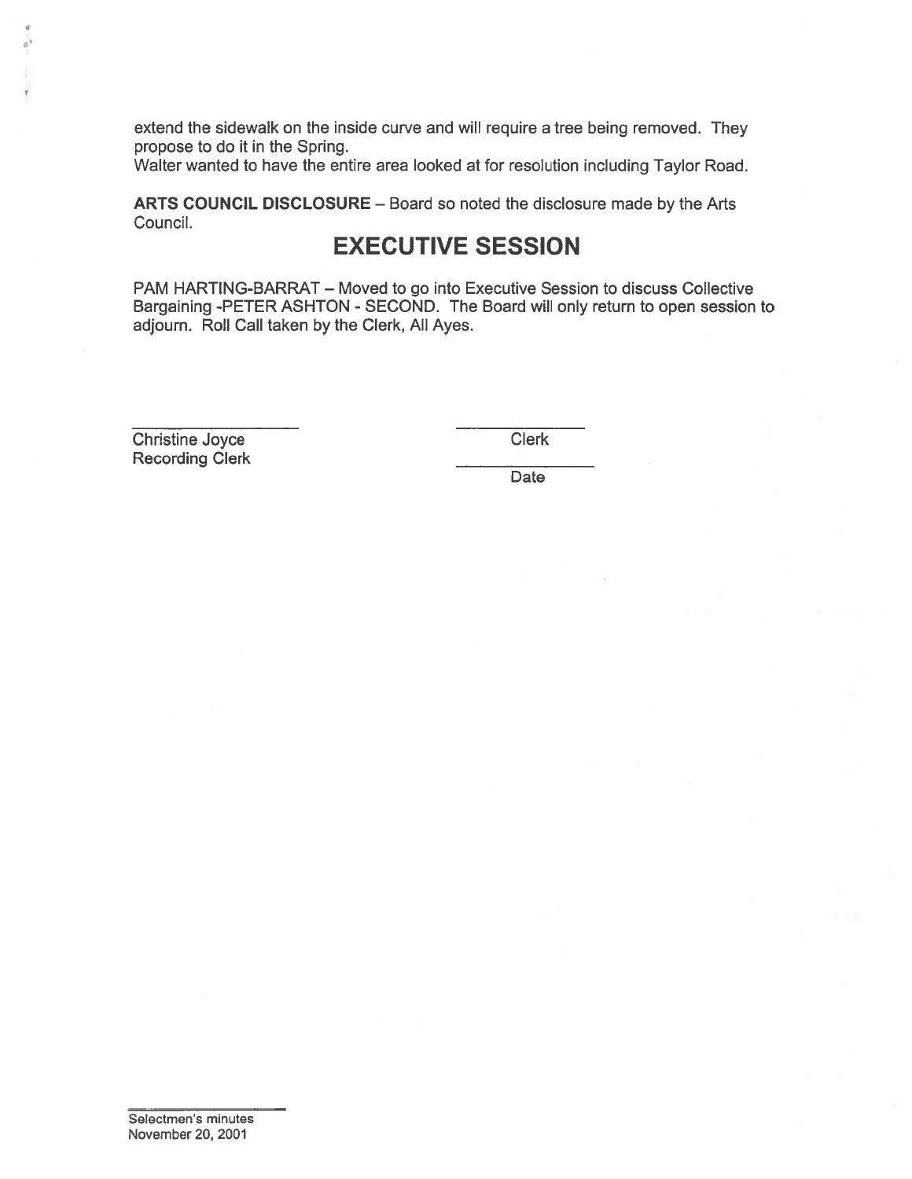extend the sidewalk on the inside curve and will require a tree being removed. They propose to do it in the Spring.

Walter wanted to have the entire area looked at for resolution including Taylor Road.

**ARTS COUNCIL DISCLOSURE** – Board so noted the disclosure made by the Arts Council.

## EXECUTIVE SESSION

PAM HARTING-BARRAT – Moved to go into Executive Session to discuss Collective Bargaining -PETER ASHTON - SECOND. The Board will only return to open session to adjourn. Roll Call taken by the Clerk, All Ayes.

\_\_\_\_\_\_\_\_\_\_\_\_\_\_\_\_\_\_
Christine Joyce
Recording Clerk

\_\_\_\_\_\_\_\_\_\_\_\_\_\_
Clerk

\_\_\_\_\_\_\_\_\_\_\_\_\_\_
Date